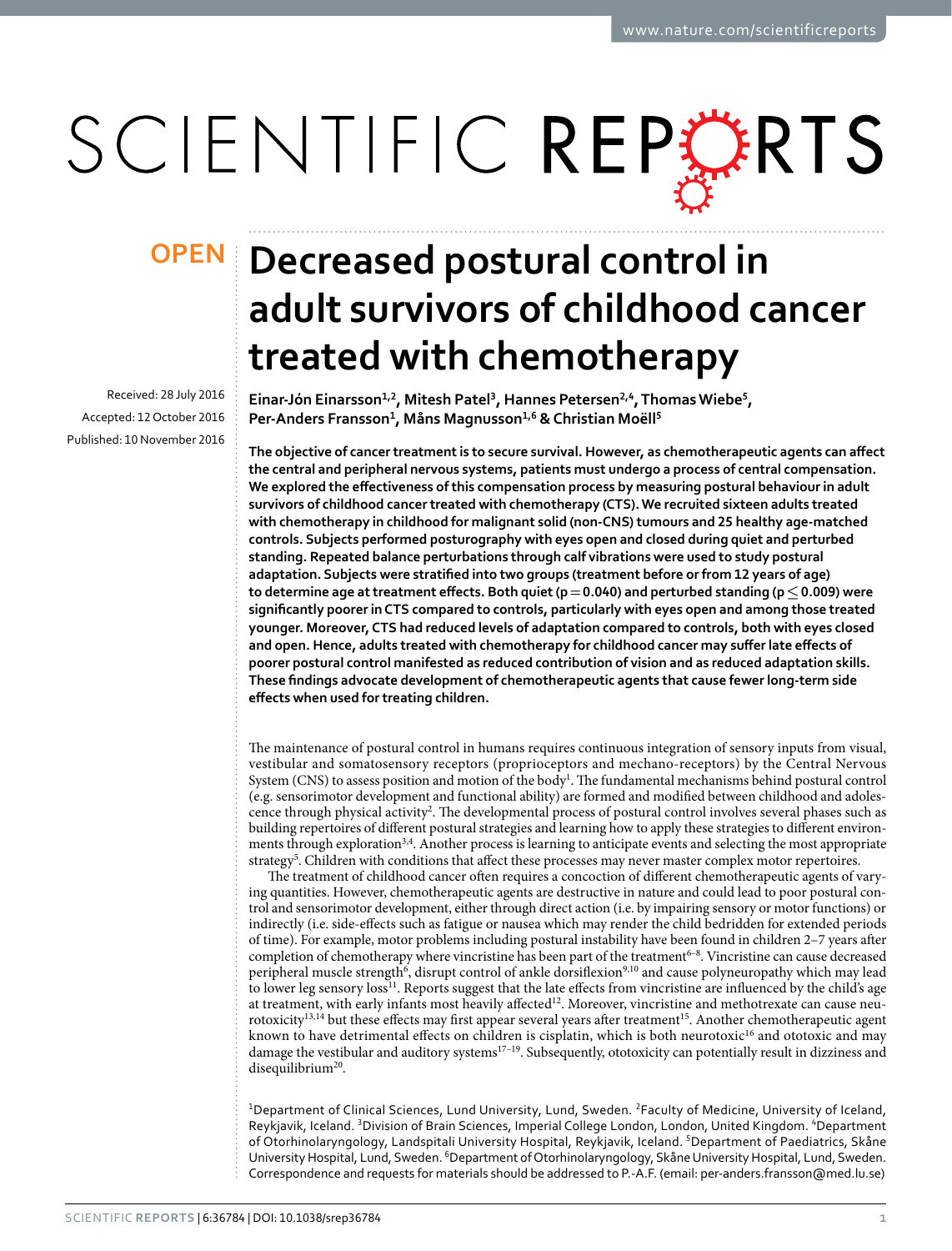# Decreased postural control in adult survivors of childhood cancer treated with chemotherapy

Received: 28 July 2016
Accepted: 12 October 2016
Published: 10 November 2016

Einar-Jón Einarsson[1,2], Mitesh Patel[3], Hannes Petersen[2,4], Thomas Wiebe[5], Per-Anders Fransson[1], Måns Magnusson[1,6] & Christian Moëll[5]

**The objective of cancer treatment is to secure survival. However, as chemotherapeutic agents can affect the central and peripheral nervous systems, patients must undergo a process of central compensation. We explored the effectiveness of this compensation process by measuring postural behaviour in adult survivors of childhood cancer treated with chemotherapy (CTS). We recruited sixteen adults treated with chemotherapy in childhood for malignant solid (non-CNS) tumours and 25 healthy age-matched controls. Subjects performed posturography with eyes open and closed during quiet and perturbed standing. Repeated balance perturbations through calf vibrations were used to study postural adaptation. Subjects were stratified into two groups (treatment before or from 12 years of age) to determine age at treatment effects. Both quiet ($p = 0.040$) and perturbed standing ($p \leq 0.009$) were significantly poorer in CTS compared to controls, particularly with eyes open and among those treated younger. Moreover, CTS had reduced levels of adaptation compared to controls, both with eyes closed and open. Hence, adults treated with chemotherapy for childhood cancer may suffer late effects of poorer postural control manifested as reduced contribution of vision and as reduced adaptation skills. These findings advocate development of chemotherapeutic agents that cause fewer long-term side effects when used for treating children.**

The maintenance of postural control in humans requires continuous integration of sensory inputs from visual, vestibular and somatosensory receptors (proprioceptors and mechano-receptors) by the Central Nervous System (CNS) to assess position and motion of the body[1]. The fundamental mechanisms behind postural control (e.g. sensorimotor development and functional ability) are formed and modified between childhood and adolescence through physical activity[2]. The developmental process of postural control involves several phases such as building repertoires of different postural strategies and learning how to apply these strategies to different environments through exploration[3,4]. Another process is learning to anticipate events and selecting the most appropriate strategy[5]. Children with conditions that affect these processes may never master complex motor repertoires.

The treatment of childhood cancer often requires a concoction of different chemotherapeutic agents of varying quantities. However, chemotherapeutic agents are destructive in nature and could lead to poor postural control and sensorimotor development, either through direct action (i.e. by impairing sensory or motor functions) or indirectly (i.e. side-effects such as fatigue or nausea which may render the child bedridden for extended periods of time). For example, motor problems including postural instability have been found in children 2–7 years after completion of chemotherapy where vincristine has been part of the treatment[6–8]. Vincristine can cause decreased peripheral muscle strength[6], disrupt control of ankle dorsiflexion[9,10] and cause polyneuropathy which may lead to lower leg sensory loss[11]. Reports suggest that the late effects from vincristine are influenced by the child's age at treatment, with early infants most heavily affected[12]. Moreover, vincristine and methotrexate can cause neurotoxicity[13,14] but these effects may first appear several years after treatment[15]. Another chemotherapeutic agent known to have detrimental effects on children is cisplatin, which is both neurotoxic[16] and ototoxic and may damage the vestibular and auditory systems[17–19]. Subsequently, ototoxicity can potentially result in dizziness and disequilibrium[20].

[1]Department of Clinical Sciences, Lund University, Lund, Sweden. [2]Faculty of Medicine, University of Iceland, Reykjavik, Iceland. [3]Division of Brain Sciences, Imperial College London, London, United Kingdom. [4]Department of Otorhinolaryngology, Landspitali University Hospital, Reykjavik, Iceland. [5]Department of Paediatrics, Skåne University Hospital, Lund, Sweden. [6]Department of Otorhinolaryngology, Skåne University Hospital, Lund, Sweden. Correspondence and requests for materials should be addressed to P.-A.F. (email: per-anders.fransson@med.lu.se)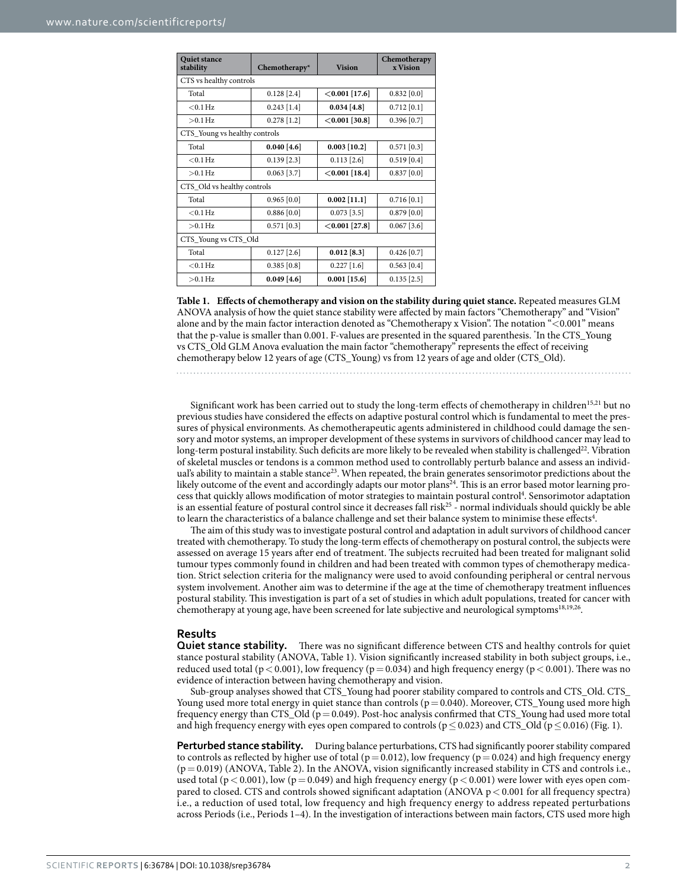| Quiet stance stability | Chemotherapy* | Vision | Chemotherapy x Vision |
|---|---|---|---|
| CTS vs healthy controls | | | |
| Total | 0.128 [2.4] | **<0.001 [17.6]** | 0.832 [0.0] |
| <0.1 Hz | 0.243 [1.4] | **0.034 [4.8]** | 0.712 [0.1] |
| >0.1 Hz | 0.278 [1.2] | **<0.001 [30.8]** | 0.396 [0.7] |
| CTS_Young vs healthy controls | | | |
| Total | **0.040 [4.6]** | **0.003 [10.2]** | 0.571 [0.3] |
| <0.1 Hz | 0.139 [2.3] | 0.113 [2.6] | 0.519 [0.4] |
| >0.1 Hz | 0.063 [3.7] | **<0.001 [18.4]** | 0.837 [0.0] |
| CTS_Old vs healthy controls | | | |
| Total | 0.965 [0.0] | **0.002 [11.1]** | 0.716 [0.1] |
| <0.1 Hz | 0.886 [0.0] | 0.073 [3.5] | 0.879 [0.0] |
| >0.1 Hz | 0.571 [0.3] | **<0.001 [27.8]** | 0.067 [3.6] |
| CTS_Young vs CTS_Old | | | |
| Total | 0.127 [2.6] | **0.012 [8.3]** | 0.426 [0.7] |
| <0.1 Hz | 0.385 [0.8] | 0.227 [1.6] | 0.563 [0.4] |
| >0.1 Hz | **0.049 [4.6]** | **0.001 [15.6]** | 0.135 [2.5] |

**Table 1. Effects of chemotherapy and vision on the stability during quiet stance.** Repeated measures GLM ANOVA analysis of how the quiet stance stability were affected by main factors "Chemotherapy" and "Vision" alone and by the main factor interaction denoted as "Chemotherapy x Vision". The notation "<0.001" means that the p-value is smaller than 0.001. F-values are presented in the squared parenthesis. *In the CTS_Young vs CTS_Old GLM Anova evaluation the main factor "chemotherapy" represents the effect of receiving chemotherapy below 12 years of age (CTS_Young) vs from 12 years of age and older (CTS_Old).

Significant work has been carried out to study the long-term effects of chemotherapy in children[15,21] but no previous studies have considered the effects on adaptive postural control which is fundamental to meet the pressures of physical environments. As chemotherapeutic agents administered in childhood could damage the sensory and motor systems, an improper development of these systems in survivors of childhood cancer may lead to long-term postural instability. Such deficits are more likely to be revealed when stability is challenged[22]. Vibration of skeletal muscles or tendons is a common method used to controllably perturb balance and assess an individual's ability to maintain a stable stance[23]. When repeated, the brain generates sensorimotor predictions about the likely outcome of the event and accordingly adapts our motor plans[24]. This is an error based motor learning process that quickly allows modification of motor strategies to maintain postural control[4]. Sensorimotor adaptation is an essential feature of postural control since it decreases fall risk[25] - normal individuals should quickly be able to learn the characteristics of a balance challenge and set their balance system to minimise these effects[4].

The aim of this study was to investigate postural control and adaptation in adult survivors of childhood cancer treated with chemotherapy. To study the long-term effects of chemotherapy on postural control, the subjects were assessed on average 15 years after end of treatment. The subjects recruited had been treated for malignant solid tumour types commonly found in children and had been treated with common types of chemotherapy medication. Strict selection criteria for the malignancy were used to avoid confounding peripheral or central nervous system involvement. Another aim was to determine if the age at the time of chemotherapy treatment influences postural stability. This investigation is part of a set of studies in which adult populations, treated for cancer with chemotherapy at young age, have been screened for late subjective and neurological symptoms[18,19,26].

## Results

**Quiet stance stability.** There was no significant difference between CTS and healthy controls for quiet stance postural stability (ANOVA, Table 1). Vision significantly increased stability in both subject groups, i.e., reduced used total ($p < 0.001$), low frequency ($p = 0.034$) and high frequency energy ($p < 0.001$). There was no evidence of interaction between having chemotherapy and vision.

Sub-group analyses showed that CTS_Young had poorer stability compared to controls and CTS_Old. CTS_Young used more total energy in quiet stance than controls ($p = 0.040$). Moreover, CTS_Young used more high frequency energy than CTS_Old ($p = 0.049$). Post-hoc analysis confirmed that CTS_Young had used more total and high frequency energy with eyes open compared to controls ($p \leq 0.023$) and CTS_Old ($p \leq 0.016$) (Fig. 1).

**Perturbed stance stability.** During balance perturbations, CTS had significantly poorer stability compared to controls as reflected by higher use of total ($p = 0.012$), low frequency ($p = 0.024$) and high frequency energy ($p = 0.019$) (ANOVA, Table 2). In the ANOVA, vision significantly increased stability in CTS and controls i.e., used total ($p < 0.001$), low ($p = 0.049$) and high frequency energy ($p < 0.001$) were lower with eyes open compared to closed. CTS and controls showed significant adaptation (ANOVA $p < 0.001$ for all frequency spectra) i.e., a reduction of used total, low frequency and high frequency energy to address repeated perturbations across Periods (i.e., Periods 1–4). In the investigation of interactions between main factors, CTS used more high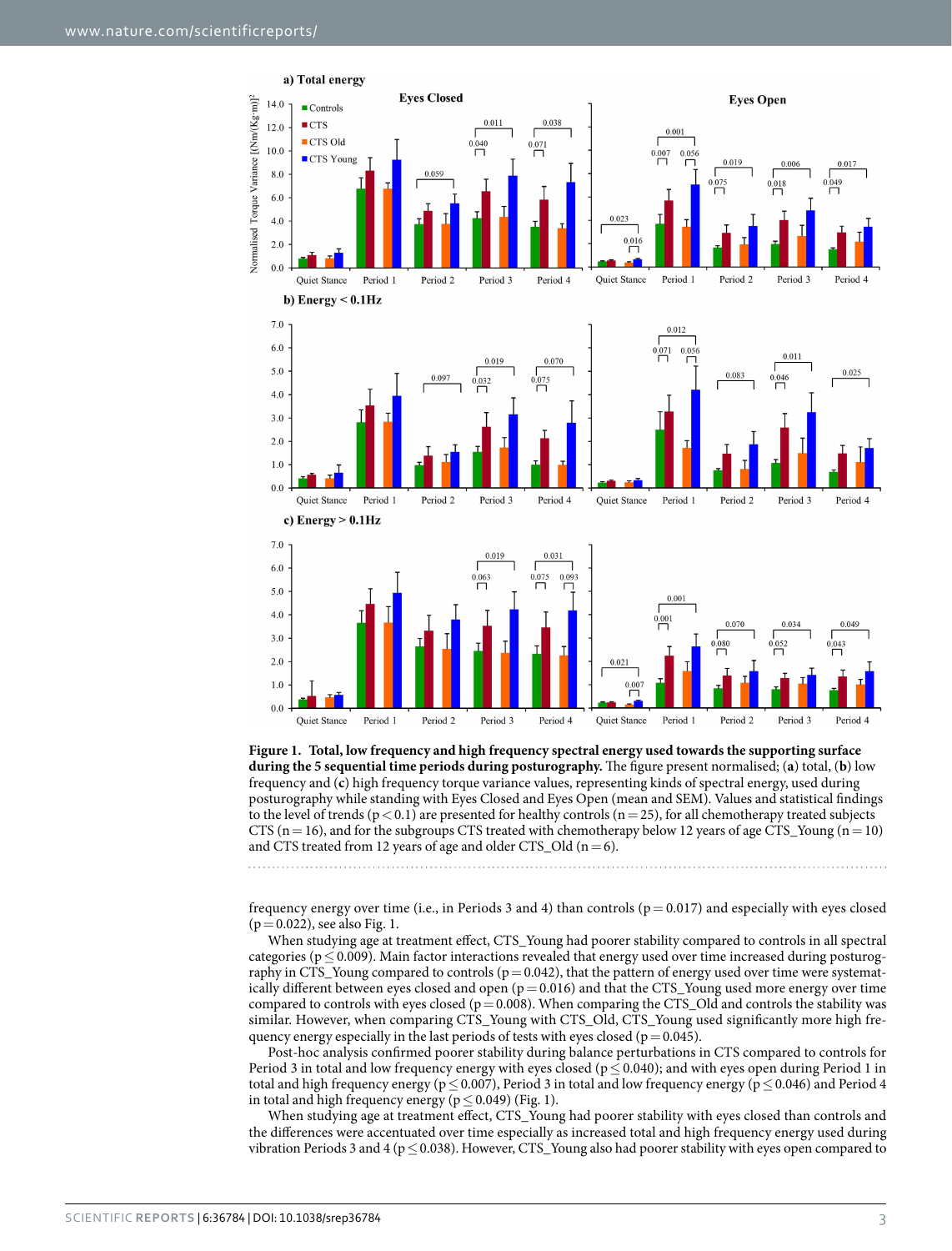**Figure 1. Total, low frequency and high frequency spectral energy used towards the supporting surface during the 5 sequential time periods during posturography.** The figure present normalised; (**a**) total, (**b**) low frequency and (**c**) high frequency torque variance values, representing kinds of spectral energy, used during posturography while standing with Eyes Closed and Eyes Open (mean and SEM). Values and statistical findings to the level of trends ($p < 0.1$) are presented for healthy controls ($n = 25$), for all chemotherapy treated subjects CTS ($n = 16$), and for the subgroups CTS treated with chemotherapy below 12 years of age CTS_Young ($n = 10$) and CTS treated from 12 years of age and older CTS_Old ($n = 6$).

frequency energy over time (i.e., in Periods 3 and 4) than controls ($p = 0.017$) and especially with eyes closed ($p = 0.022$), see also Fig. 1.

When studying age at treatment effect, CTS_Young had poorer stability compared to controls in all spectral categories ($p \leq 0.009$). Main factor interactions revealed that energy used over time increased during posturography in CTS_Young compared to controls ($p = 0.042$), that the pattern of energy used over time were systematically different between eyes closed and open ($p = 0.016$) and that the CTS_Young used more energy over time compared to controls with eyes closed ($p = 0.008$). When comparing the CTS_Old and controls the stability was similar. However, when comparing CTS_Young with CTS_Old, CTS_Young used significantly more high frequency energy especially in the last periods of tests with eyes closed ($p = 0.045$).

Post-hoc analysis confirmed poorer stability during balance perturbations in CTS compared to controls for Period 3 in total and low frequency energy with eyes closed ($p \leq 0.040$); and with eyes open during Period 1 in total and high frequency energy ($p \leq 0.007$), Period 3 in total and low frequency energy ($p \leq 0.046$) and Period 4 in total and high frequency energy ($p \leq 0.049$) (Fig. 1).

When studying age at treatment effect, CTS_Young had poorer stability with eyes closed than controls and the differences were accentuated over time especially as increased total and high frequency energy used during vibration Periods 3 and 4 ($p \leq 0.038$). However, CTS_Young also had poorer stability with eyes open compared to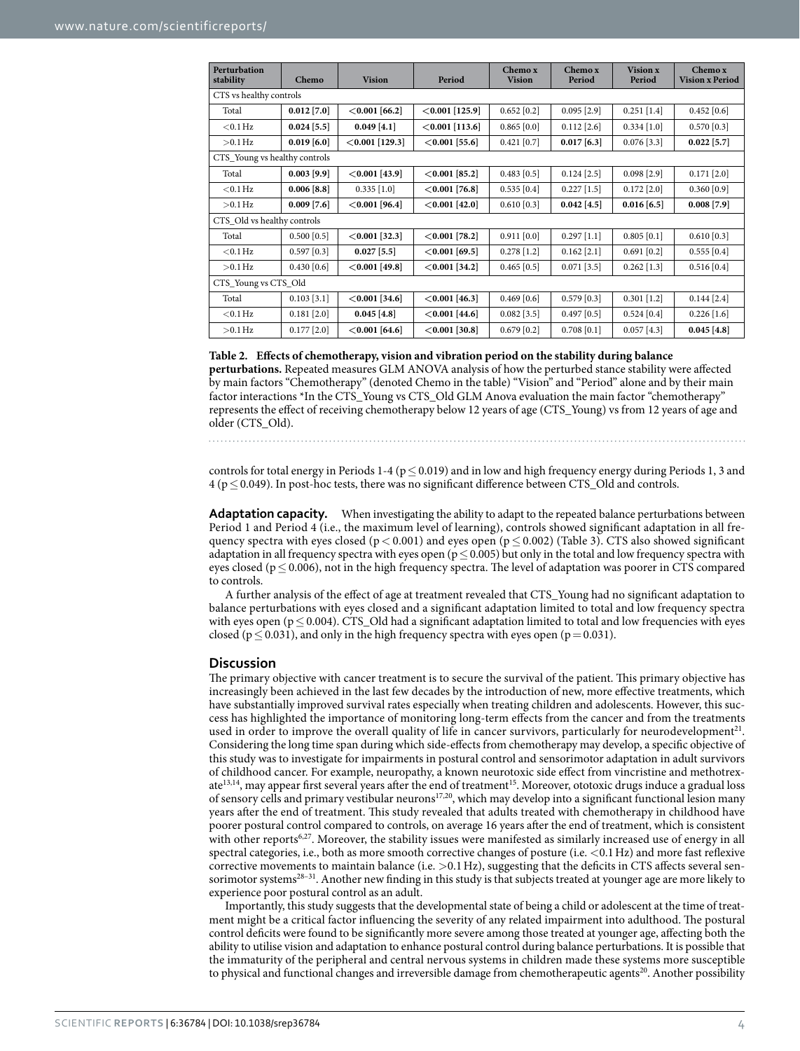| Perturbation stability | Chemo | Vision | Period | Chemo x Vision | Chemo x Period | Vision x Period | Chemo x Vision x Period |
|---|---|---|---|---|---|---|---|
| CTS vs healthy controls | | | | | | | |
| Total | **0.012 [7.0]** | **<0.001 [66.2]** | **<0.001 [125.9]** | 0.652 [0.2] | 0.095 [2.9] | 0.251 [1.4] | 0.452 [0.6] |
| <0.1 Hz | **0.024 [5.5]** | **0.049 [4.1]** | **<0.001 [113.6]** | 0.865 [0.0] | 0.112 [2.6] | 0.334 [1.0] | 0.570 [0.3] |
| >0.1 Hz | **0.019 [6.0]** | **<0.001 [129.3]** | **<0.001 [55.6]** | 0.421 [0.7] | **0.017 [6.3]** | 0.076 [3.3] | **0.022 [5.7]** |
| CTS_Young vs healthy controls | | | | | | | |
| Total | **0.003 [9.9]** | **<0.001 [43.9]** | **<0.001 [85.2]** | 0.483 [0.5] | 0.124 [2.5] | 0.098 [2.9] | 0.171 [2.0] |
| <0.1 Hz | **0.006 [8.8]** | 0.335 [1.0] | **<0.001 [76.8]** | 0.535 [0.4] | 0.227 [1.5] | 0.172 [2.0] | 0.360 [0.9] |
| >0.1 Hz | **0.009 [7.6]** | **<0.001 [96.4]** | **<0.001 [42.0]** | 0.610 [0.3] | **0.042 [4.5]** | **0.016 [6.5]** | **0.008 [7.9]** |
| CTS_Old vs healthy controls | | | | | | | |
| Total | 0.500 [0.5] | **<0.001 [32.3]** | **<0.001 [78.2]** | 0.911 [0.0] | 0.297 [1.1] | 0.805 [0.1] | 0.610 [0.3] |
| <0.1 Hz | 0.597 [0.3] | **0.027 [5.5]** | **<0.001 [69.5]** | 0.278 [1.2] | 0.162 [2.1] | 0.691 [0.2] | 0.555 [0.4] |
| >0.1 Hz | 0.430 [0.6] | **<0.001 [49.8]** | **<0.001 [34.2]** | 0.465 [0.5] | 0.071 [3.5] | 0.262 [1.3] | 0.516 [0.4] |
| CTS_Young vs CTS_Old | | | | | | | |
| Total | 0.103 [3.1] | **<0.001 [34.6]** | **<0.001 [46.3]** | 0.469 [0.6] | 0.579 [0.3] | 0.301 [1.2] | 0.144 [2.4] |
| <0.1 Hz | 0.181 [2.0] | **0.045 [4.8]** | **<0.001 [44.6]** | 0.082 [3.5] | 0.497 [0.5] | 0.524 [0.4] | 0.226 [1.6] |
| >0.1 Hz | 0.177 [2.0] | **<0.001 [64.6]** | **<0.001 [30.8]** | 0.679 [0.2] | 0.708 [0.1] | 0.057 [4.3] | **0.045 [4.8]** |

**Table 2. Effects of chemotherapy, vision and vibration period on the stability during balance perturbations.** Repeated measures GLM ANOVA analysis of how the perturbed stance stability were affected by main factors "Chemotherapy" (denoted Chemo in the table) "Vision" and "Period" alone and by their main factor interactions *In the CTS_Young vs CTS_Old GLM Anova evaluation the main factor "chemotherapy" represents the effect of receiving chemotherapy below 12 years of age (CTS_Young) vs from 12 years of age and older (CTS_Old).

controls for total energy in Periods 1-4 ($p \leq 0.019$) and in low and high frequency energy during Periods 1, 3 and 4 ($p \leq 0.049$). In post-hoc tests, there was no significant difference between CTS_Old and controls.

**Adaptation capacity.** When investigating the ability to adapt to the repeated balance perturbations between Period 1 and Period 4 (i.e., the maximum level of learning), controls showed significant adaptation in all frequency spectra with eyes closed ($p < 0.001$) and eyes open ($p \leq 0.002$) (Table 3). CTS also showed significant adaptation in all frequency spectra with eyes open ($p \leq 0.005$) but only in the total and low frequency spectra with eyes closed ($p \leq 0.006$), not in the high frequency spectra. The level of adaptation was poorer in CTS compared to controls.

A further analysis of the effect of age at treatment revealed that CTS_Young had no significant adaptation to balance perturbations with eyes closed and a significant adaptation limited to total and low frequency spectra with eyes open ($p \leq 0.004$). CTS_Old had a significant adaptation limited to total and low frequencies with eyes closed ($p \leq 0.031$), and only in the high frequency spectra with eyes open ($p = 0.031$).

## Discussion

The primary objective with cancer treatment is to secure the survival of the patient. This primary objective has increasingly been achieved in the last few decades by the introduction of new, more effective treatments, which have substantially improved survival rates especially when treating children and adolescents. However, this success has highlighted the importance of monitoring long-term effects from the cancer and from the treatments used in order to improve the overall quality of life in cancer survivors, particularly for neurodevelopment[21]. Considering the long time span during which side-effects from chemotherapy may develop, a specific objective of this study was to investigate for impairments in postural control and sensorimotor adaptation in adult survivors of childhood cancer. For example, neuropathy, a known neurotoxic side effect from vincristine and methotrexate[13,14], may appear first several years after the end of treatment[15]. Moreover, ototoxic drugs induce a gradual loss of sensory cells and primary vestibular neurons[17,20], which may develop into a significant functional lesion many years after the end of treatment. This study revealed that adults treated with chemotherapy in childhood have poorer postural control compared to controls, on average 16 years after the end of treatment, which is consistent with other reports[6,27]. Moreover, the stability issues were manifested as similarly increased use of energy in all spectral categories, i.e., both as more smooth corrective changes of posture (i.e. <0.1 Hz) and more fast reflexive corrective movements to maintain balance (i.e. >0.1 Hz), suggesting that the deficits in CTS affects several sensorimotor systems[28–31]. Another new finding in this study is that subjects treated at younger age are more likely to experience poor postural control as an adult.

Importantly, this study suggests that the developmental state of being a child or adolescent at the time of treatment might be a critical factor influencing the severity of any related impairment into adulthood. The postural control deficits were found to be significantly more severe among those treated at younger age, affecting both the ability to utilise vision and adaptation to enhance postural control during balance perturbations. It is possible that the immaturity of the peripheral and central nervous systems in children made these systems more susceptible to physical and functional changes and irreversible damage from chemotherapeutic agents[20]. Another possibility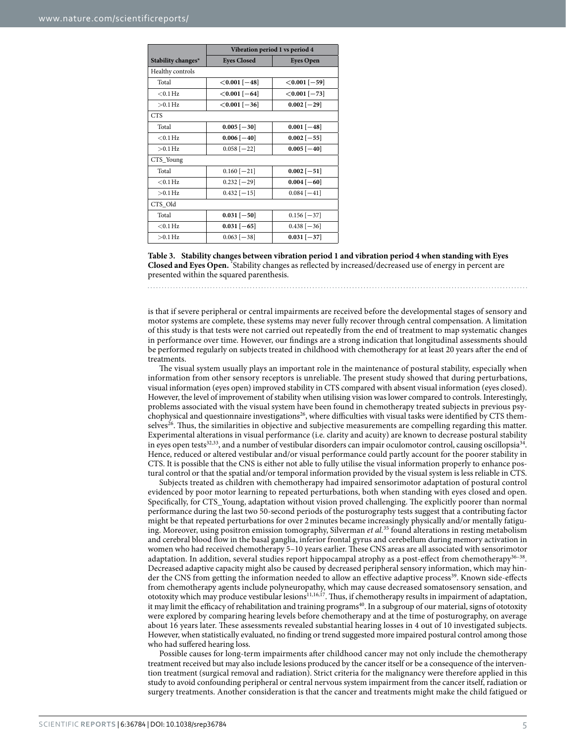| | Vibration period 1 vs period 4 | |
|---|---|---|
| Stability changes* | Eyes Closed | Eyes Open |
| Healthy controls | | |
| Total | **<0.001 [−48]** | **<0.001 [−59]** |
| <0.1 Hz | **<0.001 [−64]** | **<0.001 [−73]** |
| >0.1 Hz | **<0.001 [−36]** | **0.002 [−29]** |
| CTS | | |
| Total | **0.005 [−30]** | **0.001 [−48]** |
| <0.1 Hz | **0.006 [−40]** | **0.002 [−55]** |
| >0.1 Hz | 0.058 [−22] | **0.005 [−40]** |
| CTS_Young | | |
| Total | 0.160 [−21] | **0.002 [−51]** |
| <0.1 Hz | 0.232 [−29] | **0.004 [−60]** |
| >0.1 Hz | 0.432 [−15] | 0.084 [−41] |
| CTS_Old | | |
| Total | **0.031 [−50]** | 0.156 [−37] |
| <0.1 Hz | **0.031 [−65]** | 0.438 [−36] |
| >0.1 Hz | 0.063 [−38] | **0.031 [−37]** |

**Table 3. Stability changes between vibration period 1 and vibration period 4 when standing with Eyes Closed and Eyes Open.** *Stability changes as reflected by increased/decreased use of energy in percent are presented within the squared parenthesis.

is that if severe peripheral or central impairments are received before the developmental stages of sensory and motor systems are complete, these systems may never fully recover through central compensation. A limitation of this study is that tests were not carried out repeatedly from the end of treatment to map systematic changes in performance over time. However, our findings are a strong indication that longitudinal assessments should be performed regularly on subjects treated in childhood with chemotherapy for at least 20 years after the end of treatments.

The visual system usually plays an important role in the maintenance of postural stability, especially when information from other sensory receptors is unreliable. The present study showed that during perturbations, visual information (eyes open) improved stability in CTS compared with absent visual information (eyes closed). However, the level of improvement of stability when utilising vision was lower compared to controls. Interestingly, problems associated with the visual system have been found in chemotherapy treated subjects in previous psychophysical and questionnaire investigations[26], where difficulties with visual tasks were identified by CTS themselves[26]. Thus, the similarities in objective and subjective measurements are compelling regarding this matter. Experimental alterations in visual performance (i.e. clarity and acuity) are known to decrease postural stability in eyes open tests[32,33], and a number of vestibular disorders can impair oculomotor control, causing oscillopsia[34]. Hence, reduced or altered vestibular and/or visual performance could partly account for the poorer stability in CTS. It is possible that the CNS is either not able to fully utilise the visual information properly to enhance postural control or that the spatial and/or temporal information provided by the visual system is less reliable in CTS.

Subjects treated as children with chemotherapy had impaired sensorimotor adaptation of postural control evidenced by poor motor learning to repeated perturbations, both when standing with eyes closed and open. Specifically, for CTS_Young, adaptation without vision proved challenging. The explicitly poorer than normal performance during the last two 50-second periods of the posturography tests suggest that a contributing factor might be that repeated perturbations for over 2 minutes became increasingly physically and/or mentally fatiguing. Moreover, using positron emission tomography, Silverman *et al.*[35] found alterations in resting metabolism and cerebral blood flow in the basal ganglia, inferior frontal gyrus and cerebellum during memory activation in women who had received chemotherapy 5–10 years earlier. These CNS areas are all associated with sensorimotor adaptation. In addition, several studies report hippocampal atrophy as a post-effect from chemotherapy[36–38]. Decreased adaptive capacity might also be caused by decreased peripheral sensory information, which may hinder the CNS from getting the information needed to allow an effective adaptive process[39]. Known side-effects from chemotherapy agents include polyneuropathy, which may cause decreased somatosensory sensation, and ototoxicity which may produce vestibular lesions[11,16,17]. Thus, if chemotherapy results in impairment of adaptation, it may limit the efficacy of rehabilitation and training programs[40]. In a subgroup of our material, signs of ototoxicity were explored by comparing hearing levels before chemotherapy and at the time of posturography, on average about 16 years later. These assessments revealed substantial hearing losses in 4 out of 10 investigated subjects. However, when statistically evaluated, no finding or trend suggested more impaired postural control among those who had suffered hearing loss.

Possible causes for long-term impairments after childhood cancer may not only include the chemotherapy treatment received but may also include lesions produced by the cancer itself or be a consequence of the intervention treatment (surgical removal and radiation). Strict criteria for the malignancy were therefore applied in this study to avoid confounding peripheral or central nervous system impairment from the cancer itself, radiation or surgery treatments. Another consideration is that the cancer and treatments might make the child fatigued or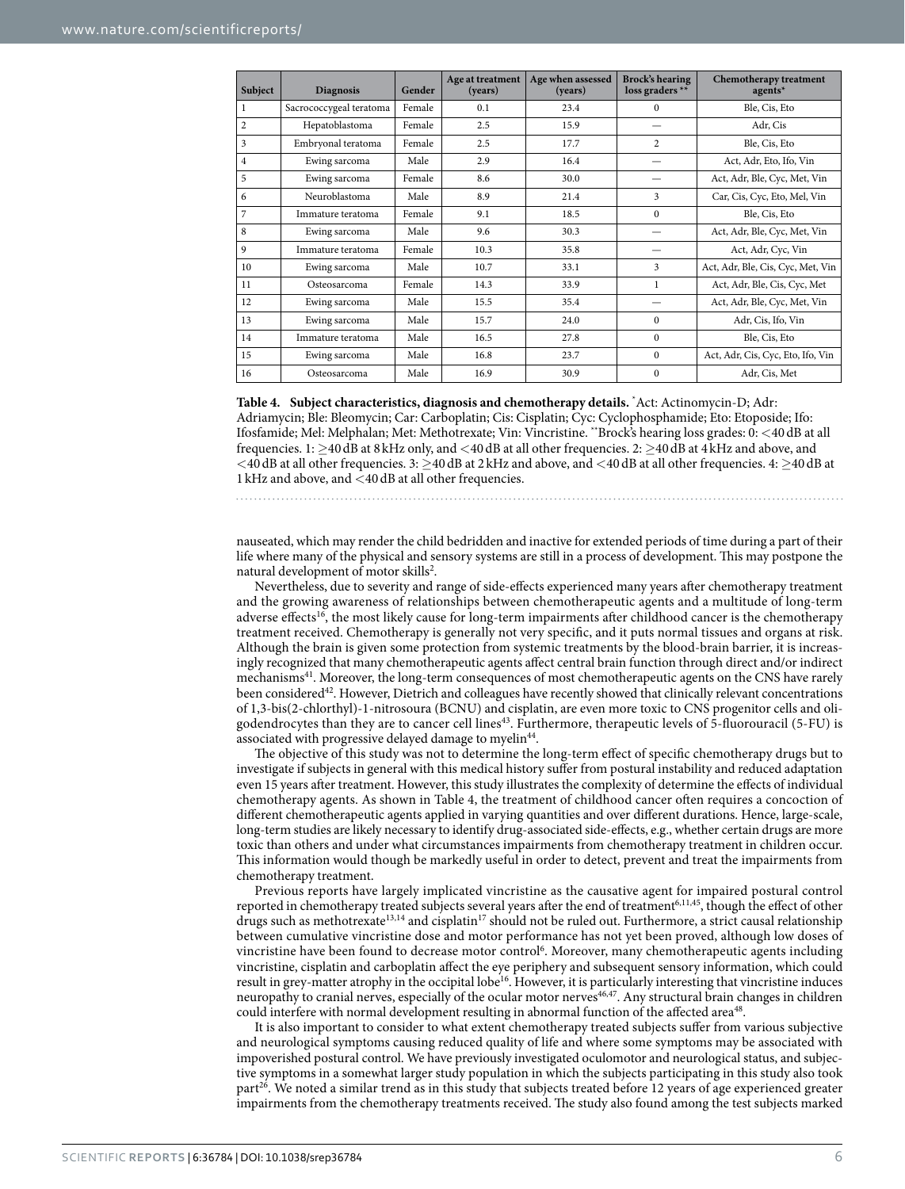| Subject | Diagnosis | Gender | Age at treatment (years) | Age when assessed (years) | Brock's hearing loss graders ** | Chemotherapy treatment agents* |
|---|---|---|---|---|---|---|
| 1 | Sacrococcygeal teratoma | Female | 0.1 | 23.4 | 0 | Ble, Cis, Eto |
| 2 | Hepatoblastoma | Female | 2.5 | 15.9 | — | Adr, Cis |
| 3 | Embryonal teratoma | Female | 2.5 | 17.7 | 2 | Ble, Cis, Eto |
| 4 | Ewing sarcoma | Male | 2.9 | 16.4 | — | Act, Adr, Eto, Ifo, Vin |
| 5 | Ewing sarcoma | Female | 8.6 | 30.0 | — | Act, Adr, Ble, Cyc, Met, Vin |
| 6 | Neuroblastoma | Male | 8.9 | 21.4 | 3 | Car, Cis, Cyc, Eto, Mel, Vin |
| 7 | Immature teratoma | Female | 9.1 | 18.5 | 0 | Ble, Cis, Eto |
| 8 | Ewing sarcoma | Male | 9.6 | 30.3 | — | Act, Adr, Ble, Cyc, Met, Vin |
| 9 | Immature teratoma | Female | 10.3 | 35.8 | — | Act, Adr, Cyc, Vin |
| 10 | Ewing sarcoma | Male | 10.7 | 33.1 | 3 | Act, Adr, Ble, Cis, Cyc, Met, Vin |
| 11 | Osteosarcoma | Female | 14.3 | 33.9 | 1 | Act, Adr, Ble, Cis, Cyc, Met |
| 12 | Ewing sarcoma | Male | 15.5 | 35.4 | — | Act, Adr, Ble, Cyc, Met, Vin |
| 13 | Ewing sarcoma | Male | 15.7 | 24.0 | 0 | Adr, Cis, Ifo, Vin |
| 14 | Immature teratoma | Male | 16.5 | 27.8 | 0 | Ble, Cis, Eto |
| 15 | Ewing sarcoma | Male | 16.8 | 23.7 | 0 | Act, Adr, Cis, Cyc, Eto, Ifo, Vin |
| 16 | Osteosarcoma | Male | 16.9 | 30.9 | 0 | Adr, Cis, Met |

**Table 4. Subject characteristics, diagnosis and chemotherapy details.** *Act: Actinomycin-D; Adr: Adriamycin; Ble: Bleomycin; Car: Carboplatin; Cis: Cisplatin; Cyc: Cyclophosphamide; Eto: Etoposide; Ifo: Ifosfamide; Mel: Melphalan; Met: Methotrexate; Vin: Vincristine. **Brock's hearing loss grades: 0: <40 dB at all frequencies. 1: ≥40 dB at 8 kHz only, and <40 dB at all other frequencies. 2: ≥40 dB at 4 kHz and above, and <40 dB at all other frequencies. 3: ≥40 dB at 2 kHz and above, and <40 dB at all other frequencies. 4: ≥40 dB at 1 kHz and above, and <40 dB at all other frequencies.

nauseated, which may render the child bedridden and inactive for extended periods of time during a part of their life where many of the physical and sensory systems are still in a process of development. This may postpone the natural development of motor skills[2].

Nevertheless, due to severity and range of side-effects experienced many years after chemotherapy treatment and the growing awareness of relationships between chemotherapeutic agents and a multitude of long-term adverse effects[16], the most likely cause for long-term impairments after childhood cancer is the chemotherapy treatment received. Chemotherapy is generally not very specific, and it puts normal tissues and organs at risk. Although the brain is given some protection from systemic treatments by the blood-brain barrier, it is increasingly recognized that many chemotherapeutic agents affect central brain function through direct and/or indirect mechanisms[41]. Moreover, the long-term consequences of most chemotherapeutic agents on the CNS have rarely been considered[42]. However, Dietrich and colleagues have recently showed that clinically relevant concentrations of 1,3-bis(2-chlorthyl)-1-nitrosoura (BCNU) and cisplatin, are even more toxic to CNS progenitor cells and oligodendrocytes than they are to cancer cell lines[43]. Furthermore, therapeutic levels of 5-fluorouracil (5-FU) is associated with progressive delayed damage to myelin[44].

The objective of this study was not to determine the long-term effect of specific chemotherapy drugs but to investigate if subjects in general with this medical history suffer from postural instability and reduced adaptation even 15 years after treatment. However, this study illustrates the complexity of determine the effects of individual chemotherapy agents. As shown in Table 4, the treatment of childhood cancer often requires a concoction of different chemotherapeutic agents applied in varying quantities and over different durations. Hence, large-scale, long-term studies are likely necessary to identify drug-associated side-effects, e.g., whether certain drugs are more toxic than others and under what circumstances impairments from chemotherapy treatment in children occur. This information would though be markedly useful in order to detect, prevent and treat the impairments from chemotherapy treatment.

Previous reports have largely implicated vincristine as the causative agent for impaired postural control reported in chemotherapy treated subjects several years after the end of treatment[6,11,45], though the effect of other drugs such as methotrexate[13,14] and cisplatin[17] should not be ruled out. Furthermore, a strict causal relationship between cumulative vincristine dose and motor performance has not yet been proved, although low doses of vincristine have been found to decrease motor control[6]. Moreover, many chemotherapeutic agents including vincristine, cisplatin and carboplatin affect the eye periphery and subsequent sensory information, which could result in grey-matter atrophy in the occipital lobe[16]. However, it is particularly interesting that vincristine induces neuropathy to cranial nerves, especially of the ocular motor nerves[46,47]. Any structural brain changes in children could interfere with normal development resulting in abnormal function of the affected area[48].

It is also important to consider to what extent chemotherapy treated subjects suffer from various subjective and neurological symptoms causing reduced quality of life and where some symptoms may be associated with impoverished postural control. We have previously investigated oculomotor and neurological status, and subjective symptoms in a somewhat larger study population in which the subjects participating in this study also took part[26]. We noted a similar trend as in this study that subjects treated before 12 years of age experienced greater impairments from the chemotherapy treatments received. The study also found among the test subjects marked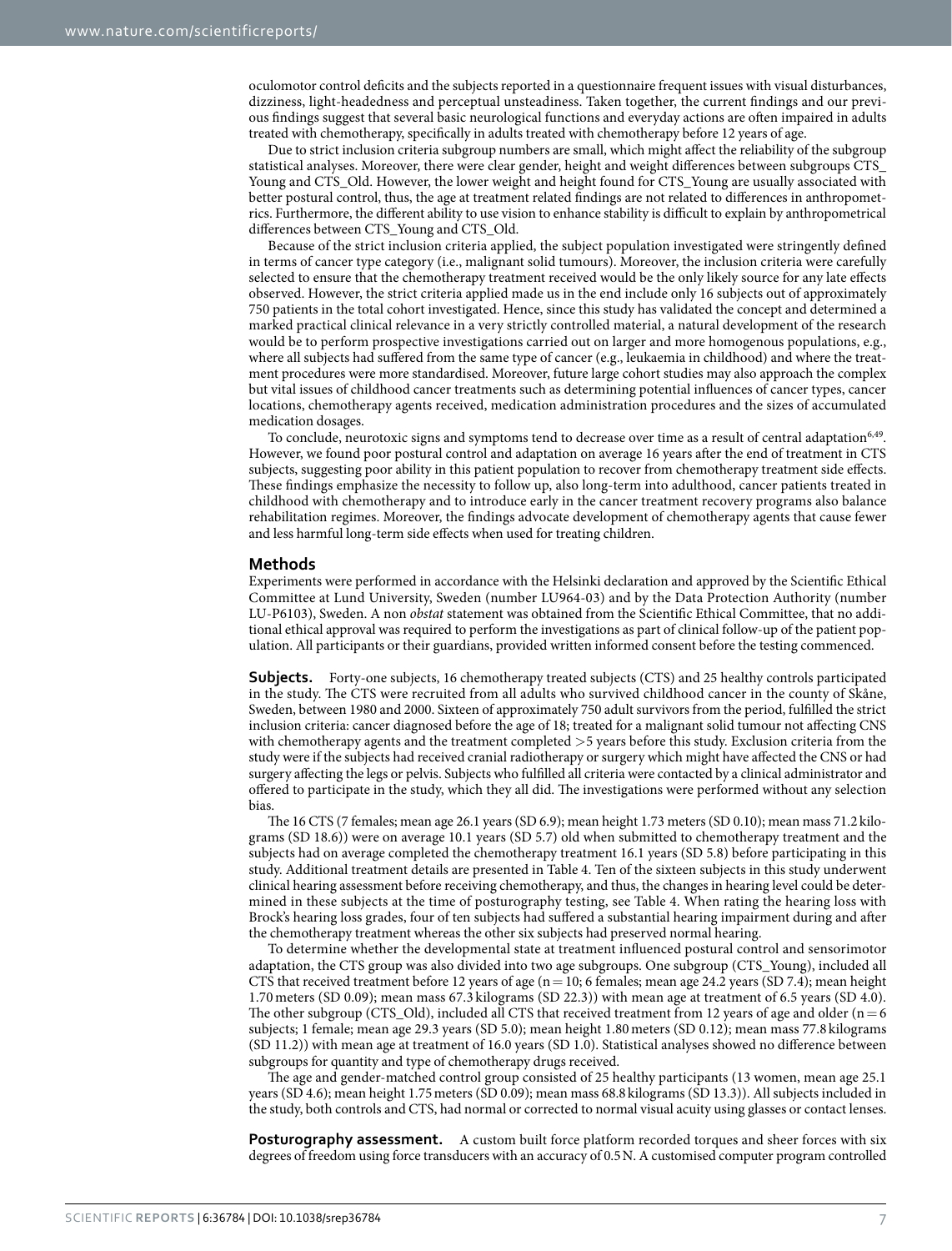oculomotor control deficits and the subjects reported in a questionnaire frequent issues with visual disturbances, dizziness, light-headedness and perceptual unsteadiness. Taken together, the current findings and our previous findings suggest that several basic neurological functions and everyday actions are often impaired in adults treated with chemotherapy, specifically in adults treated with chemotherapy before 12 years of age.

Due to strict inclusion criteria subgroup numbers are small, which might affect the reliability of the subgroup statistical analyses. Moreover, there were clear gender, height and weight differences between subgroups CTS_Young and CTS_Old. However, the lower weight and height found for CTS_Young are usually associated with better postural control, thus, the age at treatment related findings are not related to differences in anthropometrics. Furthermore, the different ability to use vision to enhance stability is difficult to explain by anthropometrical differences between CTS_Young and CTS_Old.

Because of the strict inclusion criteria applied, the subject population investigated were stringently defined in terms of cancer type category (i.e., malignant solid tumours). Moreover, the inclusion criteria were carefully selected to ensure that the chemotherapy treatment received would be the only likely source for any late effects observed. However, the strict criteria applied made us in the end include only 16 subjects out of approximately 750 patients in the total cohort investigated. Hence, since this study has validated the concept and determined a marked practical clinical relevance in a very strictly controlled material, a natural development of the research would be to perform prospective investigations carried out on larger and more homogenous populations, e.g., where all subjects had suffered from the same type of cancer (e.g., leukaemia in childhood) and where the treatment procedures were more standardised. Moreover, future large cohort studies may also approach the complex but vital issues of childhood cancer treatments such as determining potential influences of cancer types, cancer locations, chemotherapy agents received, medication administration procedures and the sizes of accumulated medication dosages.

To conclude, neurotoxic signs and symptoms tend to decrease over time as a result of central adaptation[6,49]. However, we found poor postural control and adaptation on average 16 years after the end of treatment in CTS subjects, suggesting poor ability in this patient population to recover from chemotherapy treatment side effects. These findings emphasize the necessity to follow up, also long-term into adulthood, cancer patients treated in childhood with chemotherapy and to introduce early in the cancer treatment recovery programs also balance rehabilitation regimes. Moreover, the findings advocate development of chemotherapy agents that cause fewer and less harmful long-term side effects when used for treating children.

## Methods

Experiments were performed in accordance with the Helsinki declaration and approved by the Scientific Ethical Committee at Lund University, Sweden (number LU964-03) and by the Data Protection Authority (number LU-P6103), Sweden. A non *obstat* statement was obtained from the Scientific Ethical Committee, that no additional ethical approval was required to perform the investigations as part of clinical follow-up of the patient population. All participants or their guardians, provided written informed consent before the testing commenced.

**Subjects.** Forty-one subjects, 16 chemotherapy treated subjects (CTS) and 25 healthy controls participated in the study. The CTS were recruited from all adults who survived childhood cancer in the county of Skåne, Sweden, between 1980 and 2000. Sixteen of approximately 750 adult survivors from the period, fulfilled the strict inclusion criteria: cancer diagnosed before the age of 18; treated for a malignant solid tumour not affecting CNS with chemotherapy agents and the treatment completed >5 years before this study. Exclusion criteria from the study were if the subjects had received cranial radiotherapy or surgery which might have affected the CNS or had surgery affecting the legs or pelvis. Subjects who fulfilled all criteria were contacted by a clinical administrator and offered to participate in the study, which they all did. The investigations were performed without any selection bias.

The 16 CTS (7 females; mean age 26.1 years (SD 6.9); mean height 1.73 meters (SD 0.10); mean mass 71.2 kilograms (SD 18.6)) were on average 10.1 years (SD 5.7) old when submitted to chemotherapy treatment and the subjects had on average completed the chemotherapy treatment 16.1 years (SD 5.8) before participating in this study. Additional treatment details are presented in Table 4. Ten of the sixteen subjects in this study underwent clinical hearing assessment before receiving chemotherapy, and thus, the changes in hearing level could be determined in these subjects at the time of posturography testing, see Table 4. When rating the hearing loss with Brock's hearing loss grades, four of ten subjects had suffered a substantial hearing impairment during and after the chemotherapy treatment whereas the other six subjects had preserved normal hearing.

To determine whether the developmental state at treatment influenced postural control and sensorimotor adaptation, the CTS group was also divided into two age subgroups. One subgroup (CTS_Young), included all CTS that received treatment before 12 years of age (n = 10; 6 females; mean age 24.2 years (SD 7.4); mean height 1.70 meters (SD 0.09); mean mass 67.3 kilograms (SD 22.3)) with mean age at treatment of 6.5 years (SD 4.0). The other subgroup (CTS_Old), included all CTS that received treatment from 12 years of age and older (n = 6 subjects; 1 female; mean age 29.3 years (SD 5.0); mean height 1.80 meters (SD 0.12); mean mass 77.8 kilograms (SD 11.2)) with mean age at treatment of 16.0 years (SD 1.0). Statistical analyses showed no difference between subgroups for quantity and type of chemotherapy drugs received.

The age and gender-matched control group consisted of 25 healthy participants (13 women, mean age 25.1 years (SD 4.6); mean height 1.75 meters (SD 0.09); mean mass 68.8 kilograms (SD 13.3)). All subjects included in the study, both controls and CTS, had normal or corrected to normal visual acuity using glasses or contact lenses.

**Posturography assessment.** A custom built force platform recorded torques and sheer forces with six degrees of freedom using force transducers with an accuracy of 0.5 N. A customised computer program controlled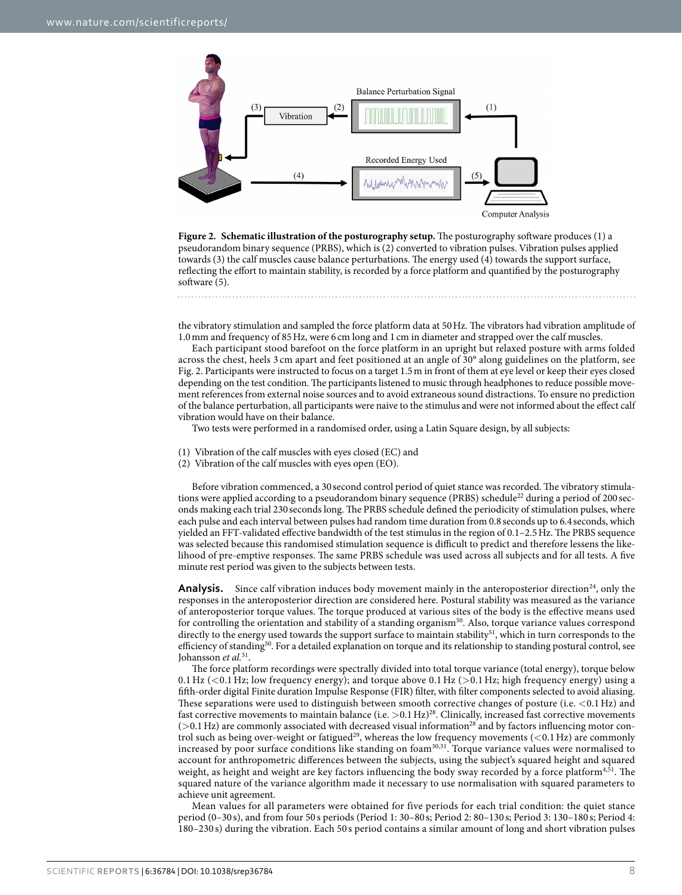**Figure 2. Schematic illustration of the posturography setup.** The posturography software produces (1) a pseudorandom binary sequence (PRBS), which is (2) converted to vibration pulses. Vibration pulses applied towards (3) the calf muscles cause balance perturbations. The energy used (4) towards the support surface, reflecting the effort to maintain stability, is recorded by a force platform and quantified by the posturography software (5).

the vibratory stimulation and sampled the force platform data at 50 Hz. The vibrators had vibration amplitude of 1.0 mm and frequency of 85 Hz, were 6 cm long and 1 cm in diameter and strapped over the calf muscles.

Each participant stood barefoot on the force platform in an upright but relaxed posture with arms folded across the chest, heels 3 cm apart and feet positioned at an angle of 30° along guidelines on the platform, see Fig. 2. Participants were instructed to focus on a target 1.5 m in front of them at eye level or keep their eyes closed depending on the test condition. The participants listened to music through headphones to reduce possible movement references from external noise sources and to avoid extraneous sound distractions. To ensure no prediction of the balance perturbation, all participants were naive to the stimulus and were not informed about the effect calf vibration would have on their balance.

Two tests were performed in a randomised order, using a Latin Square design, by all subjects:

(1) Vibration of the calf muscles with eyes closed (EC) and
(2) Vibration of the calf muscles with eyes open (EO).

Before vibration commenced, a 30 second control period of quiet stance was recorded. The vibratory stimulations were applied according to a pseudorandom binary sequence (PRBS) schedule[22] during a period of 200 seconds making each trial 230 seconds long. The PRBS schedule defined the periodicity of stimulation pulses, where each pulse and each interval between pulses had random time duration from 0.8 seconds up to 6.4 seconds, which yielded an FFT-validated effective bandwidth of the test stimulus in the region of 0.1–2.5 Hz. The PRBS sequence was selected because this randomised stimulation sequence is difficult to predict and therefore lessens the likelihood of pre-emptive responses. The same PRBS schedule was used across all subjects and for all tests. A five minute rest period was given to the subjects between tests.

**Analysis.** Since calf vibration induces body movement mainly in the anteroposterior direction[24], only the responses in the anteroposterior direction are considered here. Postural stability was measured as the variance of anteroposterior torque values. The torque produced at various sites of the body is the effective means used for controlling the orientation and stability of a standing organism[50]. Also, torque variance values correspond directly to the energy used towards the support surface to maintain stability[51], which in turn corresponds to the efficiency of standing[50]. For a detailed explanation on torque and its relationship to standing postural control, see Johansson *et al.*[51].

The force platform recordings were spectrally divided into total torque variance (total energy), torque below 0.1 Hz (<0.1 Hz; low frequency energy); and torque above 0.1 Hz (>0.1 Hz; high frequency energy) using a fifth-order digital Finite duration Impulse Response (FIR) filter, with filter components selected to avoid aliasing. These separations were used to distinguish between smooth corrective changes of posture (i.e. <0.1 Hz) and fast corrective movements to maintain balance (i.e. >0.1 Hz)[28]. Clinically, increased fast corrective movements (>0.1 Hz) are commonly associated with decreased visual information[28] and by factors influencing motor control such as being over-weight or fatigued[29], whereas the low frequency movements (<0.1 Hz) are commonly increased by poor surface conditions like standing on foam[30,31]. Torque variance values were normalised to account for anthropometric differences between the subjects, using the subject's squared height and squared weight, as height and weight are key factors influencing the body sway recorded by a force platform[4,51]. The squared nature of the variance algorithm made it necessary to use normalisation with squared parameters to achieve unit agreement.

Mean values for all parameters were obtained for five periods for each trial condition: the quiet stance period (0–30 s), and from four 50 s periods (Period 1: 30–80 s; Period 2: 80–130 s; Period 3: 130–180 s; Period 4: 180–230 s) during the vibration. Each 50 s period contains a similar amount of long and short vibration pulses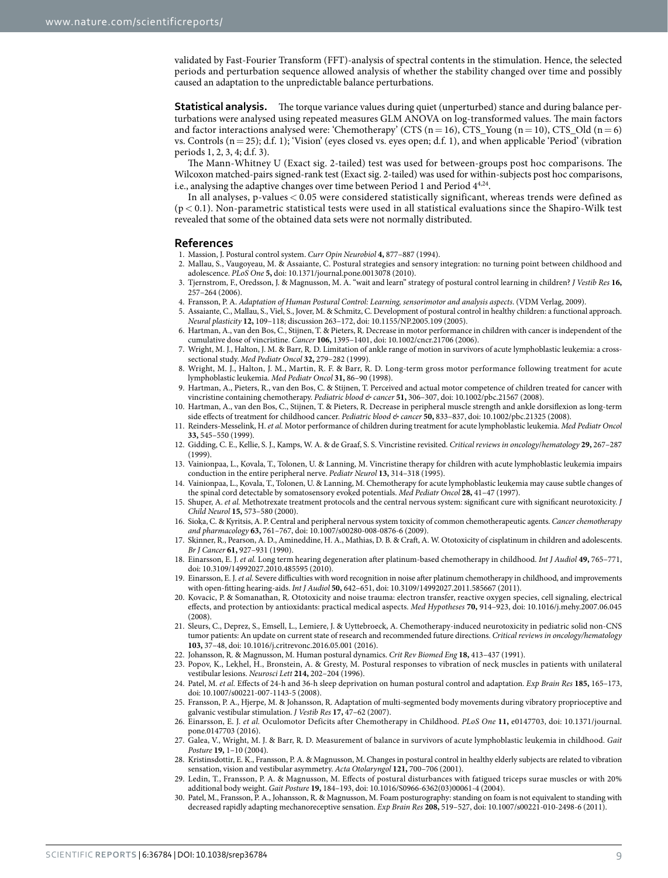validated by Fast-Fourier Transform (FFT)-analysis of spectral contents in the stimulation. Hence, the selected periods and perturbation sequence allowed analysis of whether the stability changed over time and possibly caused an adaptation to the unpredictable balance perturbations.

**Statistical analysis.** The torque variance values during quiet (unperturbed) stance and during balance perturbations were analysed using repeated measures GLM ANOVA on log-transformed values. The main factors and factor interactions analysed were: 'Chemotherapy' (CTS ($n = 16$), CTS_Young ($n = 10$), CTS_Old ($n = 6$) vs. Controls ($n = 25$); d.f. 1); 'Vision' (eyes closed vs. eyes open; d.f. 1), and when applicable 'Period' (vibration periods 1, 2, 3, 4; d.f. 3).

The Mann-Whitney U (Exact sig. 2-tailed) test was used for between-groups post hoc comparisons. The Wilcoxon matched-pairs signed-rank test (Exact sig. 2-tailed) was used for within-subjects post hoc comparisons, i.e., analysing the adaptive changes over time between Period 1 and Period 4[4,24].

In all analyses, p-values $< 0.05$ were considered statistically significant, whereas trends were defined as ($p < 0.1$). Non-parametric statistical tests were used in all statistical evaluations since the Shapiro-Wilk test revealed that some of the obtained data sets were not normally distributed.

## References

1. Massion, J. Postural control system. *Curr Opin Neurobiol* **4,** 877–887 (1994).
2. Mallau, S., Vaugoyeau, M. & Assaiante, C. Postural strategies and sensory integration: no turning point between childhood and adolescence. *PLoS One* **5,** doi: 10.1371/journal.pone.0013078 (2010).
3. Tjernstrom, F., Oredsson, J. & Magnusson, M. A. "wait and learn" strategy of postural control learning in children? *J Vestib Res* **16,** 257–264 (2006).
4. Fransson, P. A. *Adaptation of Human Postural Control: Learning, sensorimotor and analysis aspects*. (VDM Verlag, 2009).
5. Assaiante, C., Mallau, S., Viel, S., Jover, M. & Schmitz, C. Development of postural control in healthy children: a functional approach. *Neural plasticity* **12,** 109–118; discussion 263–172, doi: 10.1155/NP.2005.109 (2005).
6. Hartman, A., van den Bos, C., Stijnen, T. & Pieters, R. Decrease in motor performance in children with cancer is independent of the cumulative dose of vincristine. *Cancer* **106,** 1395–1401, doi: 10.1002/cncr.21706 (2006).
7. Wright, M. J., Halton, J. M. & Barr, R. D. Limitation of ankle range of motion in survivors of acute lymphoblastic leukemia: a cross-sectional study. *Med Pediatr Oncol* **32,** 279–282 (1999).
8. Wright, M. J., Halton, J. M., Martin, R. F. & Barr, R. D. Long-term gross motor performance following treatment for acute lymphoblastic leukemia. *Med Pediatr Oncol* **31,** 86–90 (1998).
9. Hartman, A., Pieters, R., van den Bos, C. & Stijnen, T. Perceived and actual motor competence of children treated for cancer with vincristine containing chemotherapy. *Pediatric blood & cancer* **51,** 306–307, doi: 10.1002/pbc.21567 (2008).
10. Hartman, A., van den Bos, C., Stijnen, T. & Pieters, R. Decrease in peripheral muscle strength and ankle dorsiflexion as long-term side effects of treatment for childhood cancer. *Pediatric blood & cancer* **50,** 833–837, doi: 10.1002/pbc.21325 (2008).
11. Reinders-Messelink, H. *et al.* Motor performance of children during treatment for acute lymphoblastic leukemia. *Med Pediatr Oncol* **33,** 545–550 (1999).
12. Gidding, C. E., Kellie, S. J., Kamps, W. A. & de Graaf, S. S. Vincristine revisited. *Critical reviews in oncology/hematology* **29,** 267–287 (1999).
13. Vainionpaa, L., Kovala, T., Tolonen, U. & Lanning, M. Vincristine therapy for children with acute lymphoblastic leukemia impairs conduction in the entire peripheral nerve. *Pediatr Neurol* **13,** 314–318 (1995).
14. Vainionpaa, L., Kovala, T., Tolonen, U. & Lanning, M. Chemotherapy for acute lymphoblastic leukemia may cause subtle changes of the spinal cord detectable by somatosensory evoked potentials. *Med Pediatr Oncol* **28,** 41–47 (1997).
15. Shuper, A. *et al.* Methotrexate treatment protocols and the central nervous system: significant cure with significant neurotoxicity. *J Child Neurol* **15,** 573–580 (2000).
16. Sioka, C. & Kyritsis, A. P. Central and peripheral nervous system toxicity of common chemotherapeutic agents. *Cancer chemotherapy and pharmacology* **63,** 761–767, doi: 10.1007/s00280-008-0876-6 (2009).
17. Skinner, R., Pearson, A. D., Amineddine, H. A., Mathias, D. B. & Craft, A. W. Ototoxicity of cisplatinum in children and adolescents. *Br J Cancer* **61,** 927–931 (1990).
18. Einarsson, E. J. *et al.* Long term hearing degeneration after platinum-based chemotherapy in childhood. *Int J Audiol* **49,** 765–771, doi: 10.3109/14992027.2010.485595 (2010).
19. Einarsson, E. J. *et al.* Severe difficulties with word recognition in noise after platinum chemotherapy in childhood, and improvements with open-fitting hearing-aids. *Int J Audiol* **50,** 642–651, doi: 10.3109/14992027.2011.585667 (2011).
20. Kovacic, P. & Somanathan, R. Ototoxicity and noise trauma: electron transfer, reactive oxygen species, cell signaling, electrical effects, and protection by antioxidants: practical medical aspects. *Med Hypotheses* **70,** 914–923, doi: 10.1016/j.mehy.2007.06.045 (2008).
21. Sleurs, C., Deprez, S., Emsell, L., Lemiere, J. & Uyttebroeck, A. Chemotherapy-induced neurotoxicity in pediatric solid non-CNS tumor patients: An update on current state of research and recommended future directions. *Critical reviews in oncology/hematology* **103,** 37–48, doi: 10.1016/j.critrevonc.2016.05.001 (2016).
22. Johansson, R. & Magnusson, M. Human postural dynamics. *Crit Rev Biomed Eng* **18,** 413–437 (1991).
23. Popov, K., Lekhel, H., Bronstein, A. & Gresty, M. Postural responses to vibration of neck muscles in patients with unilateral vestibular lesions. *Neurosci Lett* **214,** 202–204 (1996).
24. Patel, M. *et al.* Effects of 24-h and 36-h sleep deprivation on human postural control and adaptation. *Exp Brain Res* **185,** 165–173, doi: 10.1007/s00221-007-1143-5 (2008).
25. Fransson, P. A., Hjerpe, M. & Johansson, R. Adaptation of multi-segmented body movements during vibratory proprioceptive and galvanic vestibular stimulation. *J Vestib Res* **17,** 47–62 (2007).
26. Einarsson, E. J. *et al.* Oculomotor Deficits after Chemotherapy in Childhood. *PLoS One* **11,** e0147703, doi: 10.1371/journal.pone.0147703 (2016).
27. Galea, V., Wright, M. J. & Barr, R. D. Measurement of balance in survivors of acute lymphoblastic leukemia in childhood. *Gait Posture* **19,** 1–10 (2004).
28. Kristinsdottir, E. K., Fransson, P. A. & Magnusson, M. Changes in postural control in healthy elderly subjects are related to vibration sensation, vision and vestibular asymmetry. *Acta Otolaryngol* **121,** 700–706 (2001).
29. Ledin, T., Fransson, P. A. & Magnusson, M. Effects of postural disturbances with fatigued triceps surae muscles or with 20% additional body weight. *Gait Posture* **19,** 184–193, doi: 10.1016/S0966-6362(03)00061-4 (2004).
30. Patel, M., Fransson, P. A., Johansson, R. & Magnusson, M. Foam posturography: standing on foam is not equivalent to standing with decreased rapidly adapting mechanoreceptive sensation. *Exp Brain Res* **208,** 519–527, doi: 10.1007/s00221-010-2498-6 (2011).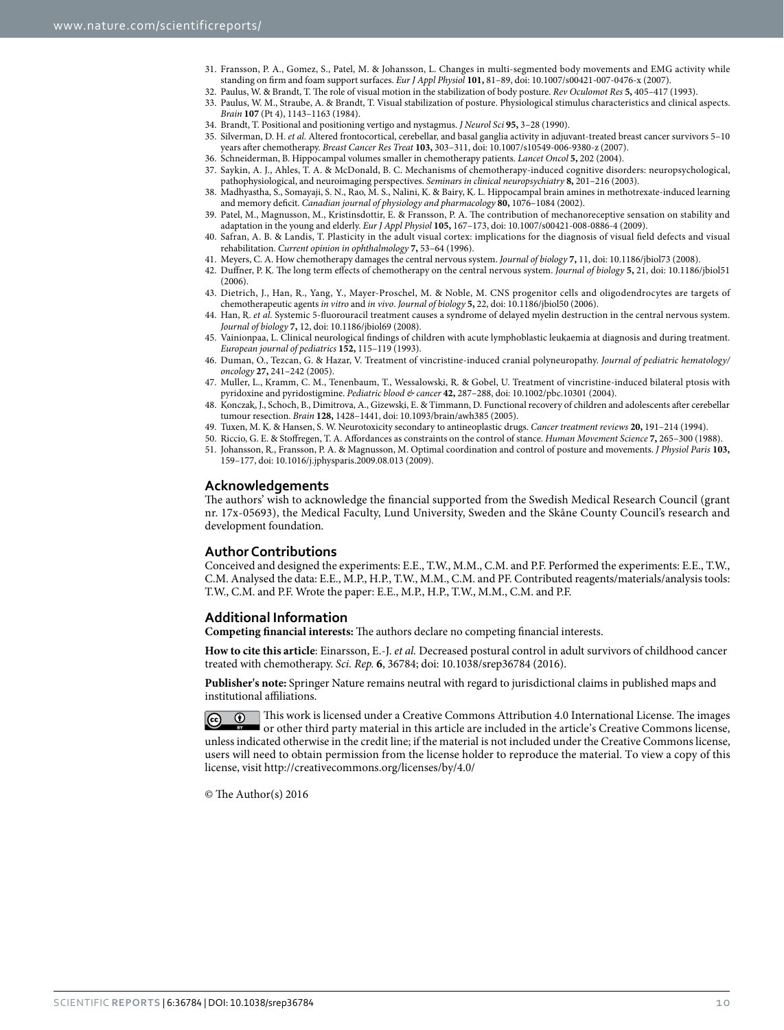31. Fransson, P. A., Gomez, S., Patel, M. & Johansson, L. Changes in multi-segmented body movements and EMG activity while standing on firm and foam support surfaces. *Eur J Appl Physiol* **101,** 81–89, doi: 10.1007/s00421-007-0476-x (2007).
32. Paulus, W. & Brandt, T. The role of visual motion in the stabilization of body posture. *Rev Oculomot Res* **5,** 405–417 (1993).
33. Paulus, W. M., Straube, A. & Brandt, T. Visual stabilization of posture. Physiological stimulus characteristics and clinical aspects. *Brain* **107** (Pt 4), 1143–1163 (1984).
34. Brandt, T. Positional and positioning vertigo and nystagmus. *J Neurol Sci* **95,** 3–28 (1990).
35. Silverman, D. H. *et al.* Altered frontocortical, cerebellar, and basal ganglia activity in adjuvant-treated breast cancer survivors 5–10 years after chemotherapy. *Breast Cancer Res Treat* **103,** 303–311, doi: 10.1007/s10549-006-9380-z (2007).
36. Schneiderman, B. Hippocampal volumes smaller in chemotherapy patients. *Lancet Oncol* **5,** 202 (2004).
37. Saykin, A. J., Ahles, T. A. & McDonald, B. C. Mechanisms of chemotherapy-induced cognitive disorders: neuropsychological, pathophysiological, and neuroimaging perspectives. *Seminars in clinical neuropsychiatry* **8,** 201–216 (2003).
38. Madhyastha, S., Somayaji, S. N., Rao, M. S., Nalini, K. & Bairy, K. L. Hippocampal brain amines in methotrexate-induced learning and memory deficit. *Canadian journal of physiology and pharmacology* **80,** 1076–1084 (2002).
39. Patel, M., Magnusson, M., Kristinsdottir, E. & Fransson, P. A. The contribution of mechanoreceptive sensation on stability and adaptation in the young and elderly. *Eur J Appl Physiol* **105,** 167–173, doi: 10.1007/s00421-008-0886-4 (2009).
40. Safran, A. B. & Landis, T. Plasticity in the adult visual cortex: implications for the diagnosis of visual field defects and visual rehabilitation. *Current opinion in ophthalmology* **7,** 53–64 (1996).
41. Meyers, C. A. How chemotherapy damages the central nervous system. *Journal of biology* **7,** 11, doi: 10.1186/jbiol73 (2008).
42. Duffner, P. K. The long term effects of chemotherapy on the central nervous system. *Journal of biology* **5,** 21, doi: 10.1186/jbiol51 (2006).
43. Dietrich, J., Han, R., Yang, Y., Mayer-Proschel, M. & Noble, M. CNS progenitor cells and oligodendrocytes are targets of chemotherapeutic agents *in vitro* and *in vivo*. *Journal of biology* **5,** 22, doi: 10.1186/jbiol50 (2006).
44. Han, R. *et al.* Systemic 5-fluorouracil treatment causes a syndrome of delayed myelin destruction in the central nervous system. *Journal of biology* **7,** 12, doi: 10.1186/jbiol69 (2008).
45. Vainionpaa, L. Clinical neurological findings of children with acute lymphoblastic leukaemia at diagnosis and during treatment. *European journal of pediatrics* **152,** 115–119 (1993).
46. Duman, O., Tezcan, G. & Hazar, V. Treatment of vincristine-induced cranial polyneuropathy. *Journal of pediatric hematology/oncology* **27,** 241–242 (2005).
47. Muller, L., Kramm, C. M., Tenenbaum, T., Wessalowski, R. & Gobel, U. Treatment of vincristine-induced bilateral ptosis with pyridoxine and pyridostigmine. *Pediatric blood & cancer* **42,** 287–288, doi: 10.1002/pbc.10301 (2004).
48. Konczak, J., Schoch, B., Dimitrova, A., Gizewski, E. & Timmann, D. Functional recovery of children and adolescents after cerebellar tumour resection. *Brain* **128,** 1428–1441, doi: 10.1093/brain/awh385 (2005).
49. Tuxen, M. K. & Hansen, S. W. Neurotoxicity secondary to antineoplastic drugs. *Cancer treatment reviews* **20,** 191–214 (1994).
50. Riccio, G. E. & Stoffregen, T. A. Affordances as constraints on the control of stance. *Human Movement Science* **7,** 265–300 (1988).
51. Johansson, R., Fransson, P. A. & Magnusson, M. Optimal coordination and control of posture and movements. *J Physiol Paris* **103,** 159–177, doi: 10.1016/j.jphysparis.2009.08.013 (2009).

## Acknowledgements

The authors' wish to acknowledge the financial supported from the Swedish Medical Research Council (grant nr. 17x-05693), the Medical Faculty, Lund University, Sweden and the Skåne County Council's research and development foundation.

## Author Contributions

Conceived and designed the experiments: E.E., T.W., M.M., C.M. and P.F. Performed the experiments: E.E., T.W., C.M. Analysed the data: E.E., M.P., H.P., T.W., M.M., C.M. and PF. Contributed reagents/materials/analysis tools: T.W., C.M. and P.F. Wrote the paper: E.E., M.P., H.P., T.W., M.M., C.M. and P.F.

## Additional Information

**Competing financial interests:** The authors declare no competing financial interests.

**How to cite this article**: Einarsson, E.-J. *et al.* Decreased postural control in adult survivors of childhood cancer treated with chemotherapy. *Sci. Rep.* **6**, 36784; doi: 10.1038/srep36784 (2016).

**Publisher's note:** Springer Nature remains neutral with regard to jurisdictional claims in published maps and institutional affiliations.

This work is licensed under a Creative Commons Attribution 4.0 International License. The images or other third party material in this article are included in the article's Creative Commons license, unless indicated otherwise in the credit line; if the material is not included under the Creative Commons license, users will need to obtain permission from the license holder to reproduce the material. To view a copy of this license, visit http://creativecommons.org/licenses/by/4.0/

© The Author(s) 2016